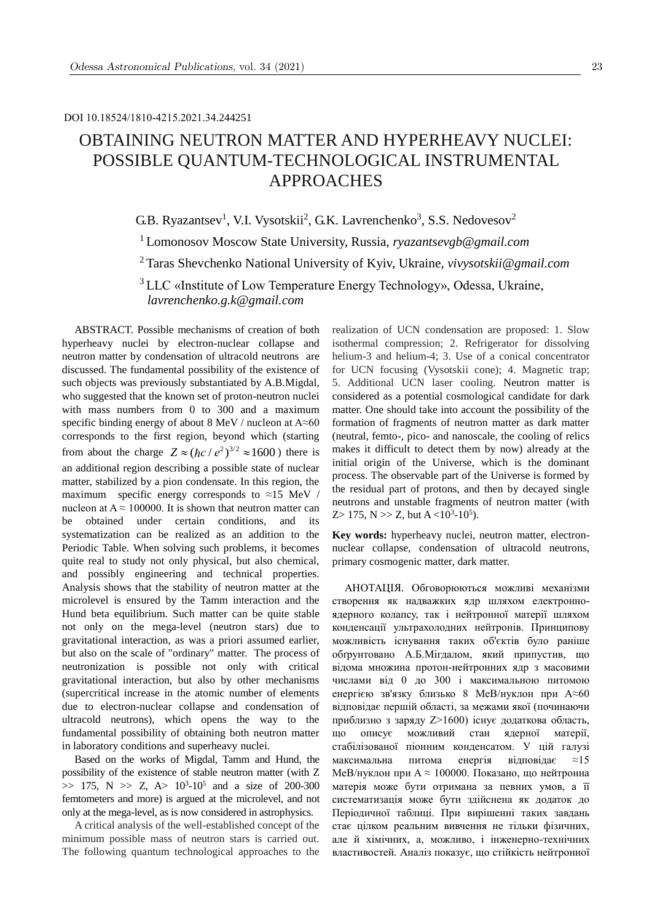DOI 10.18524/1810-4215.2021.34.244251

# OBTAINING NEUTRON MATTER AND HYPERHEAVY NUCLEI: POSSIBLE QUANTUM-TECHNOLOGICAL INSTRUMENTAL APPROACHES

G.B. Ryazantsev[1], V.I. Vysotskii[2], G.K. Lavrenchenko[3], S.S. Nedovesov[2]

[1] Lomonosov Moscow State University, Russia, *ryazantsevgb@gmail.com*

[2] Taras Shevchenko National University of Kyiv, Ukraine, *vivysotskii@gmail.com*

[3] LLC «Institute of Low Temperature Energy Technology», Odessa, Ukraine, *lavrenchenko.g.k@gmail.com*

ABSTRACT. Possible mechanisms of creation of both hyperheavy nuclei by electron-nuclear collapse and neutron matter by condensation of ultracold neutrons are discussed. The fundamental possibility of the existence of such objects was previously substantiated by A.B.Migdal, who suggested that the known set of proton-neutron nuclei with mass numbers from 0 to 300 and a maximum specific binding energy of about 8 MeV / nucleon at A≈60 corresponds to the first region, beyond which (starting from about the charge $Z \approx (\hbar c / e^2)^{3/2} \approx 1600$) there is an additional region describing a possible state of nuclear matter, stabilized by a pion condensate. In this region, the maximum specific energy corresponds to ≈15 MeV / nucleon at A ≈ 100000. It is shown that neutron matter can be obtained under certain conditions, and its systematization can be realized as an addition to the Periodic Table. When solving such problems, it becomes quite real to study not only physical, but also chemical, and possibly engineering and technical properties. Analysis shows that the stability of neutron matter at the microlevel is ensured by the Tamm interaction and the Hund beta equilibrium. Such matter can be quite stable not only on the mega-level (neutron stars) due to gravitational interaction, as was a priori assumed earlier, but also on the scale of "ordinary" matter. The process of neutronization is possible not only with critical gravitational interaction, but also by other mechanisms (supercritical increase in the atomic number of elements due to electron-nuclear collapse and condensation of ultracold neutrons), which opens the way to the fundamental possibility of obtaining both neutron matter in laboratory conditions and superheavy nuclei.

Based on the works of Migdal, Tamm and Hund, the possibility of the existence of stable neutron matter (with Z >> 175, N >> Z, A> $10^3$-$10^5$ and a size of 200-300 femtometers and more) is argued at the microlevel, and not only at the mega-level, as is now considered in astrophysics.

A critical analysis of the well-established concept of the minimum possible mass of neutron stars is carried out. The following quantum technological approaches to the realization of UCN condensation are proposed: 1. Slow isothermal compression; 2. Refrigerator for dissolving helium-3 and helium-4; 3. Use of a conical concentrator for UCN focusing (Vysotskii cone); 4. Magnetic trap; 5. Additional UCN laser cooling. Neutron matter is considered as a potential cosmological candidate for dark matter. One should take into account the possibility of the formation of fragments of neutron matter as dark matter (neutral, femto-, pico- and nanoscale, the cooling of relics makes it difficult to detect them by now) already at the initial origin of the Universe, which is the dominant process. The observable part of the Universe is formed by the residual part of protons, and then by decayed single neutrons and unstable fragments of neutron matter (with Z> 175, N >> Z, but A <$10^3$-$10^5$).

**Key words:** hyperheavy nuclei, neutron matter, electron-nuclear collapse, condensation of ultracold neutrons, primary cosmogenic matter, dark matter.

АНОТАЦІЯ. Обговорюються можливі механізми створення як надважких ядр шляхом електронно-ядерного колапсу, так і нейтронної матерії шляхом конденсації ультрахолодних нейтронів. Принципову можливість існування таких об'єктів було раніше обґрунтовано А.Б.Мігдалом, який припустив, що відома множина протон-нейтронних ядр з масовими числами від 0 до 300 і максимальною питомою енергією зв'язку близько 8 МеВ/нуклон при A≈60 відповідає першій області, за межами якої (починаючи приблизно з заряду Z>1600) існує додаткова область, що описує можливий стан ядерної матерії, стабілізованої піонним конденсатом. У цій галузі максимальна питома енергія відповідає ≈15 МеВ/нуклон при A ≈ 100000. Показано, що нейтронна матерія може бути отримана за певних умов, а її систематизація може бути здійснена як додаток до Періодичної таблиці. При вирішенні таких завдань стає цілком реальним вивчення не тільки фізичних, але й хімічних, а, можливо, і інженерно-технічних властивостей. Аналіз показує, що стійкість нейтронної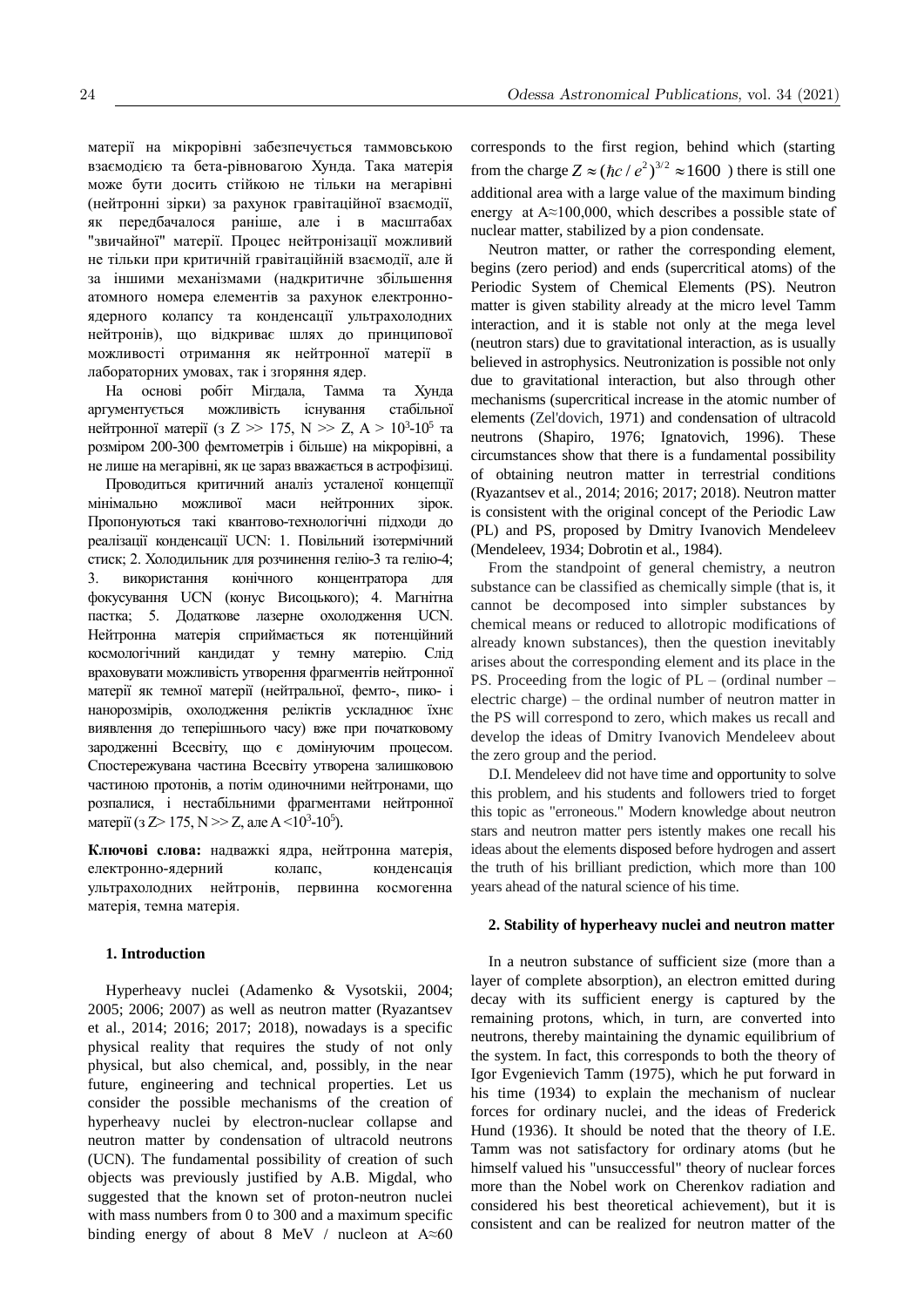матерії на мікрорівні забезпечується таммовською взаємодією та бета-рівновагою Хунда. Така матерія може бути досить стійкою не тільки на мегарівні (нейтронні зірки) за рахунок гравітаційної взаємодії, як передбачалося раніше, але і в масштабах "звичайної" матерії. Процес нейтронізації можливий не тільки при критичній гравітаційній взаємодії, але й за іншими механізмами (надкритичне збільшення атомного номера елементів за рахунок електронно-ядерного колапсу та конденсації ультрахолодних нейтронів), що відкриває шлях до принципової можливості отримання як нейтронної матерії в лабораторних умовах, так і згоряння ядер.

На основі робіт Мігдала, Тамма та Хунда аргументується можливість існування стабільної нейтронної матерії (з Z >> 175, N >> Z, A > $10^3$-$10^5$ та розміром 200-300 фемтометрів і більше) на мікрорівні, а не лише на мегарівні, як це зараз вважається в астрофізиці.

Проводиться критичний аналіз усталеної концепції мінімально можливої маси нейтронних зірок. Пропонуються такі квантово-технологічні підходи до реалізації конденсації UCN: 1. Повільний ізотермічний стиск; 2. Холодильник для розчинення гелію-3 та гелію-4; 3. використання конічного концентратора для фокусування UCN (конус Висоцького); 4. Магнітна пастка; 5. Додаткове лазерне охолодження UCN. Нейтронна матерія сприймається як потенційний космологічний кандидат у темну матерію. Слід враховувати можливість утворення фрагментів нейтронної матерії як темної матерії (нейтральної, фемто-, пико- і нанорозмірів, охолодження реліктів ускладнює їхнє виявлення до теперішнього часу) вже при початковому зародженні Всесвіту, що є домінуючим процесом. Спостережувана частина Всесвіту утворена залишковою частиною протонів, а потім одиночними нейтронами, що розпалися, і нестабільними фрагментами нейтронної матерії (з Z> 175, N >> Z, але A <$10^3$-$10^5$).

**Ключові слова:** надважкі ядра, нейтронна матерія, електронно-ядерний колапс, конденсація ультрахолодних нейтронів, первинна космогенна матерія, темна матерія.

## 1. Introduction

Hyperheavy nuclei (Adamenko & Vysotskii, 2004; 2005; 2006; 2007) as well as neutron matter (Ryazantsev et al., 2014; 2016; 2017; 2018), nowadays is a specific physical reality that requires the study of not only physical, but also chemical, and, possibly, in the near future, engineering and technical properties. Let us consider the possible mechanisms of the creation of hyperheavy nuclei by electron-nuclear collapse and neutron matter by condensation of ultracold neutrons (UCN). The fundamental possibility of creation of such objects was previously justified by A.B. Migdal, who suggested that the known set of proton-neutron nuclei with mass numbers from 0 to 300 and a maximum specific binding energy of about 8 MeV / nucleon at A≈60 corresponds to the first region, behind which (starting from the charge $Z \approx (\hbar c / e^2)^{3/2} \approx 1600$ ) there is still one additional area with a large value of the maximum binding energy at A≈100,000, which describes a possible state of nuclear matter, stabilized by a pion condensate.

Neutron matter, or rather the corresponding element, begins (zero period) and ends (supercritical atoms) of the Periodic System of Chemical Elements (PS). Neutron matter is given stability already at the micro level Tamm interaction, and it is stable not only at the mega level (neutron stars) due to gravitational interaction, as is usually believed in astrophysics. Neutronization is possible not only due to gravitational interaction, but also through other mechanisms (supercritical increase in the atomic number of elements (Zel'dovich, 1971) and condensation of ultracold neutrons (Shapiro, 1976; Ignatovich, 1996). These circumstances show that there is a fundamental possibility of obtaining neutron matter in terrestrial conditions (Ryazantsev et al., 2014; 2016; 2017; 2018). Neutron matter is consistent with the original concept of the Periodic Law (PL) and PS, proposed by Dmitry Ivanovich Mendeleev (Mendeleev, 1934; Dobrotin et al., 1984).

From the standpoint of general chemistry, a neutron substance can be classified as chemically simple (that is, it cannot be decomposed into simpler substances by chemical means or reduced to allotropic modifications of already known substances), then the question inevitably arises about the corresponding element and its place in the PS. Proceeding from the logic of PL – (ordinal number – electric charge) – the ordinal number of neutron matter in the PS will correspond to zero, which makes us recall and develop the ideas of Dmitry Ivanovich Mendeleev about the zero group and the period.

D.I. Mendeleev did not have time and opportunity to solve this problem, and his students and followers tried to forget this topic as "erroneous." Modern knowledge about neutron stars and neutron matter pers istently makes one recall his ideas about the elements disposed before hydrogen and assert the truth of his brilliant prediction, which more than 100 years ahead of the natural science of his time.

## 2. Stability of hyperheavy nuclei and neutron matter

In a neutron substance of sufficient size (more than a layer of complete absorption), an electron emitted during decay with its sufficient energy is captured by the remaining protons, which, in turn, are converted into neutrons, thereby maintaining the dynamic equilibrium of the system. In fact, this corresponds to both the theory of Igor Evgenievich Tamm (1975), which he put forward in his time (1934) to explain the mechanism of nuclear forces for ordinary nuclei, and the ideas of Frederick Hund (1936). It should be noted that the theory of I.E. Tamm was not satisfactory for ordinary atoms (but he himself valued his "unsuccessful" theory of nuclear forces more than the Nobel work on Cherenkov radiation and considered his best theoretical achievement), but it is consistent and can be realized for neutron matter of the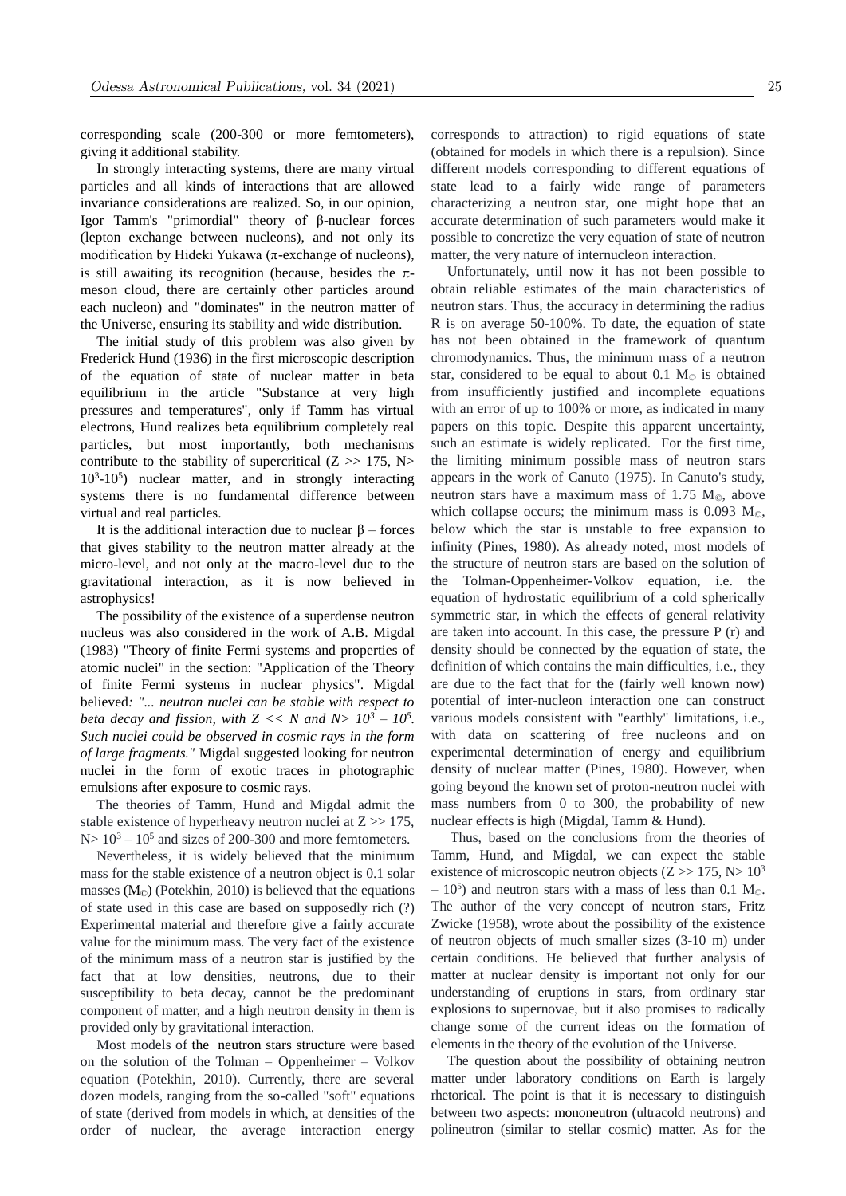corresponding scale (200-300 or more femtometers), giving it additional stability.

In strongly interacting systems, there are many virtual particles and all kinds of interactions that are allowed invariance considerations are realized. So, in our opinion, Igor Tamm's "primordial" theory of β-nuclear forces (lepton exchange between nucleons), and not only its modification by Hideki Yukawa (π-exchange of nucleons), is still awaiting its recognition (because, besides the π-meson cloud, there are certainly other particles around each nucleon) and "dominates" in the neutron matter of the Universe, ensuring its stability and wide distribution.

The initial study of this problem was also given by Frederick Hund (1936) in the first microscopic description of the equation of state of nuclear matter in beta equilibrium in the article "Substance at very high pressures and temperatures", only if Tamm has virtual electrons, Hund realizes beta equilibrium completely real particles, but most importantly, both mechanisms contribute to the stability of supercritical ($Z >> 175$, $N > 10^3$-$10^5$) nuclear matter, and in strongly interacting systems there is no fundamental difference between virtual and real particles.

It is the additional interaction due to nuclear β – forces that gives stability to the neutron matter already at the micro-level, and not only at the macro-level due to the gravitational interaction, as it is now believed in astrophysics!

The possibility of the existence of a superdense neutron nucleus was also considered in the work of A.B. Migdal (1983) "Theory of finite Fermi systems and properties of atomic nuclei" in the section: "Application of the Theory of finite Fermi systems in nuclear physics". Migdal believed: *"... neutron nuclei can be stable with respect to beta decay and fission, with $Z << N$ and $N > 10^3 – 10^5$. Such nuclei could be observed in cosmic rays in the form of large fragments."* Migdal suggested looking for neutron nuclei in the form of exotic traces in photographic emulsions after exposure to cosmic rays.

The theories of Tamm, Hund and Migdal admit the stable existence of hyperheavy neutron nuclei at $Z >> 175$, $N > 10^3 – 10^5$ and sizes of 200-300 and more femtometers.

Nevertheless, it is widely believed that the minimum mass for the stable existence of a neutron object is 0.1 solar masses ($M_{\odot}$) (Potekhin, 2010) is believed that the equations of state used in this case are based on supposedly rich (?) Experimental material and therefore give a fairly accurate value for the minimum mass. The very fact of the existence of the minimum mass of a neutron star is justified by the fact that at low densities, neutrons, due to their susceptibility to beta decay, cannot be the predominant component of matter, and a high neutron density in them is provided only by gravitational interaction.

Most models of the neutron stars structure were based on the solution of the Tolman – Oppenheimer – Volkov equation (Potekhin, 2010). Currently, there are several dozen models, ranging from the so-called "soft" equations of state (derived from models in which, at densities of the order of nuclear, the average interaction energy corresponds to attraction) to rigid equations of state (obtained for models in which there is a repulsion). Since different models corresponding to different equations of state lead to a fairly wide range of parameters characterizing a neutron star, one might hope that an accurate determination of such parameters would make it possible to concretize the very equation of state of neutron matter, the very nature of internucleon interaction.

Unfortunately, until now it has not been possible to obtain reliable estimates of the main characteristics of neutron stars. Thus, the accuracy in determining the radius R is on average 50-100%. To date, the equation of state has not been obtained in the framework of quantum chromodynamics. Thus, the minimum mass of a neutron star, considered to be equal to about 0.1 $M_{\odot}$ is obtained from insufficiently justified and incomplete equations with an error of up to 100% or more, as indicated in many papers on this topic. Despite this apparent uncertainty, such an estimate is widely replicated. For the first time, the limiting minimum possible mass of neutron stars appears in the work of Canuto (1975). In Canuto's study, neutron stars have a maximum mass of 1.75 $M_{\odot}$, above which collapse occurs; the minimum mass is 0.093 $M_{\odot}$, below which the star is unstable to free expansion to infinity (Pines, 1980). As already noted, most models of the structure of neutron stars are based on the solution of the Tolman-Oppenheimer-Volkov equation, i.e. the equation of hydrostatic equilibrium of a cold spherically symmetric star, in which the effects of general relativity are taken into account. In this case, the pressure P (r) and density should be connected by the equation of state, the definition of which contains the main difficulties, i.e., they are due to the fact that for the (fairly well known now) potential of inter-nucleon interaction one can construct various models consistent with "earthly" limitations, i.e., with data on scattering of free nucleons and on experimental determination of energy and equilibrium density of nuclear matter (Pines, 1980). However, when going beyond the known set of proton-neutron nuclei with mass numbers from 0 to 300, the probability of new nuclear effects is high (Migdal, Tamm & Hund).

Thus, based on the conclusions from the theories of Tamm, Hund, and Migdal, we can expect the stable existence of microscopic neutron objects ($Z >> 175$, $N > 10^3 – 10^5$) and neutron stars with a mass of less than 0.1 $M_{\odot}$. The author of the very concept of neutron stars, Fritz Zwicke (1958), wrote about the possibility of the existence of neutron objects of much smaller sizes (3-10 m) under certain conditions. He believed that further analysis of matter at nuclear density is important not only for our understanding of eruptions in stars, from ordinary star explosions to supernovae, but it also promises to radically change some of the current ideas on the formation of elements in the theory of the evolution of the Universe.

The question about the possibility of obtaining neutron matter under laboratory conditions on Earth is largely rhetorical. The point is that it is necessary to distinguish between two aspects: mononeutron (ultracold neutrons) and polineutron (similar to stellar cosmic) matter. As for the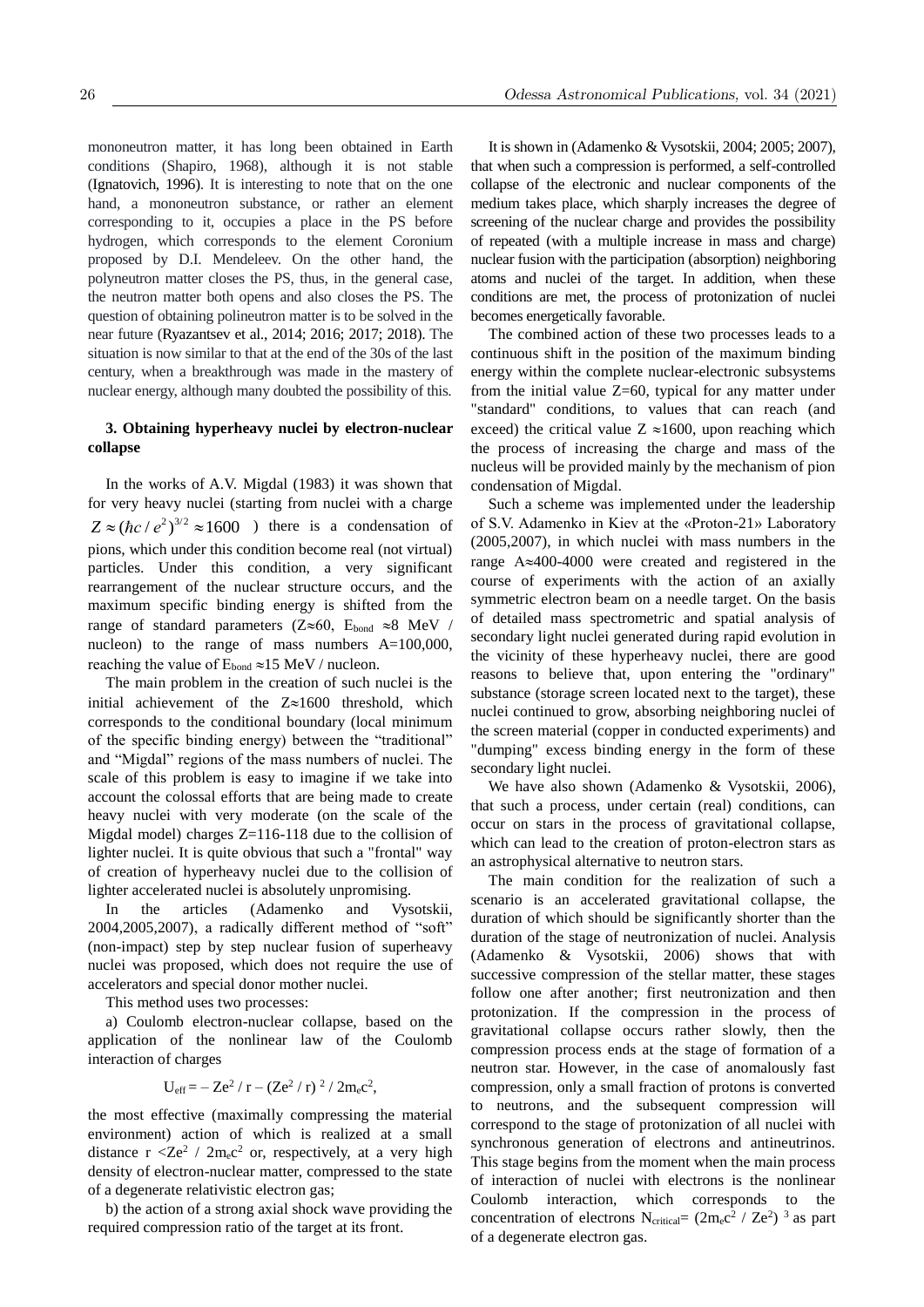mononeutron matter, it has long been obtained in Earth conditions (Shapiro, 1968), although it is not stable (Ignatovich, 1996). It is interesting to note that on the one hand, a mononeutron substance, or rather an element corresponding to it, occupies a place in the PS before hydrogen, which corresponds to the element Coronium proposed by D.I. Mendeleev. On the other hand, the polyneutron matter closes the PS, thus, in the general case, the neutron matter both opens and also closes the PS. The question of obtaining polineutron matter is to be solved in the near future (Ryazantsev et al., 2014; 2016; 2017; 2018). The situation is now similar to that at the end of the 30s of the last century, when a breakthrough was made in the mastery of nuclear energy, although many doubted the possibility of this.

### 3. Obtaining hyperheavy nuclei by electron-nuclear collapse

In the works of A.V. Migdal (1983) it was shown that for very heavy nuclei (starting from nuclei with a charge $Z \approx (\hbar c / e^2)^{3/2} \approx 1600$ ) there is a condensation of pions, which under this condition become real (not virtual) particles. Under this condition, a very significant rearrangement of the nuclear structure occurs, and the maximum specific binding energy is shifted from the range of standard parameters ($Z \approx 60$, $E_{bond} \approx 8$ MeV / nucleon) to the range of mass numbers A=100,000, reaching the value of $E_{bond} \approx 15$ MeV / nucleon.

The main problem in the creation of such nuclei is the initial achievement of the $Z \approx 1600$ threshold, which corresponds to the conditional boundary (local minimum of the specific binding energy) between the "traditional" and "Migdal" regions of the mass numbers of nuclei. The scale of this problem is easy to imagine if we take into account the colossal efforts that are being made to create heavy nuclei with very moderate (on the scale of the Migdal model) charges Z=116-118 due to the collision of lighter nuclei. It is quite obvious that such a "frontal" way of creation of hyperheavy nuclei due to the collision of lighter accelerated nuclei is absolutely unpromising.

In the articles (Adamenko and Vysotskii, 2004,2005,2007), a radically different method of "soft" (non-impact) step by step nuclear fusion of superheavy nuclei was proposed, which does not require the use of accelerators and special donor mother nuclei.

This method uses two processes:

a) Coulomb electron-nuclear collapse, based on the application of the nonlinear law of the Coulomb interaction of charges

$$U_{eff} = -Ze^2 / r - (Ze^2 / r)^2 / 2m_e c^2,$$

the most effective (maximally compressing the material environment) action of which is realized at a small distance $r < Ze^2 / 2m_e c^2$ or, respectively, at a very high density of electron-nuclear matter, compressed to the state of a degenerate relativistic electron gas;

b) the action of a strong axial shock wave providing the required compression ratio of the target at its front.

It is shown in (Adamenko & Vysotskii, 2004; 2005; 2007), that when such a compression is performed, a self-controlled collapse of the electronic and nuclear components of the medium takes place, which sharply increases the degree of screening of the nuclear charge and provides the possibility of repeated (with a multiple increase in mass and charge) nuclear fusion with the participation (absorption) neighboring atoms and nuclei of the target. In addition, when these conditions are met, the process of protonization of nuclei becomes energetically favorable.

The combined action of these two processes leads to a continuous shift in the position of the maximum binding energy within the complete nuclear-electronic subsystems from the initial value Z=60, typical for any matter under "standard" conditions, to values that can reach (and exceed) the critical value $Z \approx 1600$, upon reaching which the process of increasing the charge and mass of the nucleus will be provided mainly by the mechanism of pion condensation of Migdal.

Such a scheme was implemented under the leadership of S.V. Adamenko in Kiev at the «Proton-21» Laboratory (2005,2007), in which nuclei with mass numbers in the range $A \approx 400$-4000 were created and registered in the course of experiments with the action of an axially symmetric electron beam on a needle target. On the basis of detailed mass spectrometric and spatial analysis of secondary light nuclei generated during rapid evolution in the vicinity of these hyperheavy nuclei, there are good reasons to believe that, upon entering the "ordinary" substance (storage screen located next to the target), these nuclei continued to grow, absorbing neighboring nuclei of the screen material (copper in conducted experiments) and "dumping" excess binding energy in the form of these secondary light nuclei.

We have also shown (Adamenko & Vysotskii, 2006), that such a process, under certain (real) conditions, can occur on stars in the process of gravitational collapse, which can lead to the creation of proton-electron stars as an astrophysical alternative to neutron stars.

The main condition for the realization of such a scenario is an accelerated gravitational collapse, the duration of which should be significantly shorter than the duration of the stage of neutronization of nuclei. Analysis (Adamenko & Vysotskii, 2006) shows that with successive compression of the stellar matter, these stages follow one after another; first neutronization and then protonization. If the compression in the process of gravitational collapse occurs rather slowly, then the compression process ends at the stage of formation of a neutron star. However, in the case of anomalously fast compression, only a small fraction of protons is converted to neutrons, and the subsequent compression will correspond to the stage of protonization of all nuclei with synchronous generation of electrons and antineutrinos. This stage begins from the moment when the main process of interaction of nuclei with electrons is the nonlinear Coulomb interaction, which corresponds to the concentration of electrons $N_{critical} = (2m_e c^2 / Ze^2)^3$ as part of a degenerate electron gas.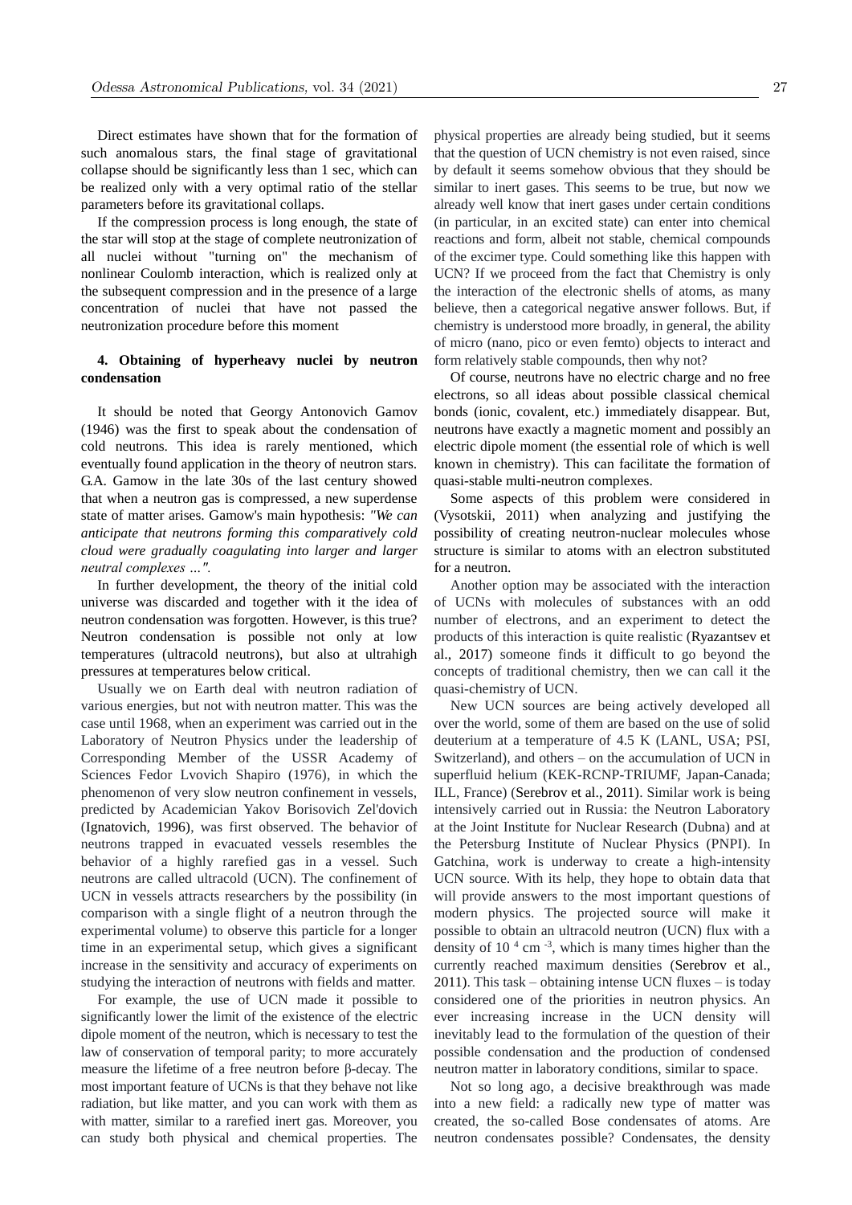Direct estimates have shown that for the formation of such anomalous stars, the final stage of gravitational collapse should be significantly less than 1 sec, which can be realized only with a very optimal ratio of the stellar parameters before its gravitational collaps.

If the compression process is long enough, the state of the star will stop at the stage of complete neutronization of all nuclei without "turning on" the mechanism of nonlinear Coulomb interaction, which is realized only at the subsequent compression and in the presence of a large concentration of nuclei that have not passed the neutronization procedure before this moment

## 4. Obtaining of hyperheavy nuclei by neutron condensation

It should be noted that Georgy Antonovich Gamov (1946) was the first to speak about the condensation of cold neutrons. This idea is rarely mentioned, which eventually found application in the theory of neutron stars. G.A. Gamow in the late 30s of the last century showed that when a neutron gas is compressed, a new superdense state of matter arises. Gamow's main hypothesis: *"We can anticipate that neutrons forming this comparatively cold cloud were gradually coagulating into larger and larger neutral complexes …".*

In further development, the theory of the initial cold universe was discarded and together with it the idea of neutron condensation was forgotten. However, is this true? Neutron condensation is possible not only at low temperatures (ultracold neutrons), but also at ultrahigh pressures at temperatures below critical.

Usually we on Earth deal with neutron radiation of various energies, but not with neutron matter. This was the case until 1968, when an experiment was carried out in the Laboratory of Neutron Physics under the leadership of Corresponding Member of the USSR Academy of Sciences Fedor Lvovich Shapiro (1976), in which the phenomenon of very slow neutron confinement in vessels, predicted by Academician Yakov Borisovich Zel'dovich (Ignatovich, 1996), was first observed. The behavior of neutrons trapped in evacuated vessels resembles the behavior of a highly rarefied gas in a vessel. Such neutrons are called ultracold (UCN). The confinement of UCN in vessels attracts researchers by the possibility (in comparison with a single flight of a neutron through the experimental volume) to observe this particle for a longer time in an experimental setup, which gives a significant increase in the sensitivity and accuracy of experiments on studying the interaction of neutrons with fields and matter.

For example, the use of UCN made it possible to significantly lower the limit of the existence of the electric dipole moment of the neutron, which is necessary to test the law of conservation of temporal parity; to more accurately measure the lifetime of a free neutron before β-decay. The most important feature of UCNs is that they behave not like radiation, but like matter, and you can work with them as with matter, similar to a rarefied inert gas. Moreover, you can study both physical and chemical properties. The physical properties are already being studied, but it seems that the question of UCN chemistry is not even raised, since by default it seems somehow obvious that they should be similar to inert gases. This seems to be true, but now we already well know that inert gases under certain conditions (in particular, in an excited state) can enter into chemical reactions and form, albeit not stable, chemical compounds of the excimer type. Could something like this happen with UCN? If we proceed from the fact that Chemistry is only the interaction of the electronic shells of atoms, as many believe, then a categorical negative answer follows. But, if chemistry is understood more broadly, in general, the ability of micro (nano, pico or even femto) objects to interact and form relatively stable compounds, then why not?

Of course, neutrons have no electric charge and no free electrons, so all ideas about possible classical chemical bonds (ionic, covalent, etc.) immediately disappear. But, neutrons have exactly a magnetic moment and possibly an electric dipole moment (the essential role of which is well known in chemistry). This can facilitate the formation of quasi-stable multi-neutron complexes.

Some aspects of this problem were considered in (Vysotskii, 2011) when analyzing and justifying the possibility of creating neutron-nuclear molecules whose structure is similar to atoms with an electron substituted for a neutron.

Another option may be associated with the interaction of UCNs with molecules of substances with an odd number of electrons, and an experiment to detect the products of this interaction is quite realistic (Ryazantsev et al., 2017) someone finds it difficult to go beyond the concepts of traditional chemistry, then we can call it the quasi-chemistry of UCN.

New UCN sources are being actively developed all over the world, some of them are based on the use of solid deuterium at a temperature of 4.5 K (LANL, USA; PSI, Switzerland), and others – on the accumulation of UCN in superfluid helium (KEK-RCNP-TRIUMF, Japan-Canada; ILL, France) (Serebrov et al., 2011). Similar work is being intensively carried out in Russia: the Neutron Laboratory at the Joint Institute for Nuclear Research (Dubna) and at the Petersburg Institute of Nuclear Physics (PNPI). In Gatchina, work is underway to create a high-intensity UCN source. With its help, they hope to obtain data that will provide answers to the most important questions of modern physics. The projected source will make it possible to obtain an ultracold neutron (UCN) flux with a density of $10^4$ $cm^{-3}$, which is many times higher than the currently reached maximum densities (Serebrov et al., 2011). This task – obtaining intense UCN fluxes – is today considered one of the priorities in neutron physics. An ever increasing increase in the UCN density will inevitably lead to the formulation of the question of their possible condensation and the production of condensed neutron matter in laboratory conditions, similar to space.

Not so long ago, a decisive breakthrough was made into a new field: a radically new type of matter was created, the so-called Bose condensates of atoms. Are neutron condensates possible? Condensates, the density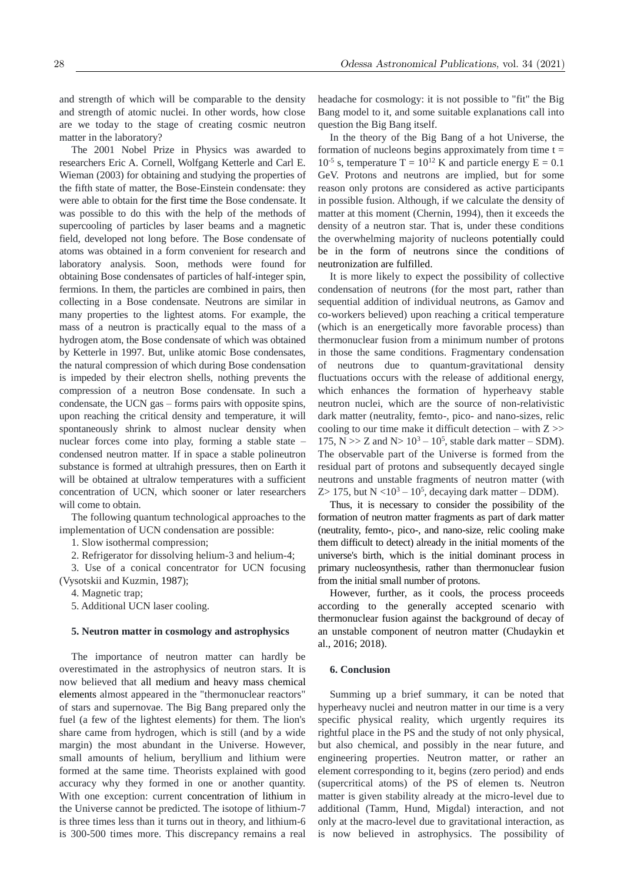and strength of which will be comparable to the density and strength of atomic nuclei. In other words, how close are we today to the stage of creating cosmic neutron matter in the laboratory?

The 2001 Nobel Prize in Physics was awarded to researchers Eric A. Cornell, Wolfgang Ketterle and Carl E. Wieman (2003) for obtaining and studying the properties of the fifth state of matter, the Bose-Einstein condensate: they were able to obtain for the first time the Bose condensate. It was possible to do this with the help of the methods of supercooling of particles by laser beams and a magnetic field, developed not long before. The Bose condensate of atoms was obtained in a form convenient for research and laboratory analysis. Soon, methods were found for obtaining Bose condensates of particles of half-integer spin, fermions. In them, the particles are combined in pairs, then collecting in a Bose condensate. Neutrons are similar in many properties to the lightest atoms. For example, the mass of a neutron is practically equal to the mass of a hydrogen atom, the Bose condensate of which was obtained by Ketterle in 1997. But, unlike atomic Bose condensates, the natural compression of which during Bose condensation is impeded by their electron shells, nothing prevents the compression of a neutron Bose condensate. In such a condensate, the UCN gas – forms pairs with opposite spins, upon reaching the critical density and temperature, it will spontaneously shrink to almost nuclear density when nuclear forces come into play, forming a stable state – condensed neutron matter. If in space a stable polineutron substance is formed at ultrahigh pressures, then on Earth it will be obtained at ultralow temperatures with a sufficient concentration of UCN, which sooner or later researchers will come to obtain.

The following quantum technological approaches to the implementation of UCN condensation are possible:

1. Slow isothermal compression;
2. Refrigerator for dissolving helium-3 and helium-4;
3. Use of a conical concentrator for UCN focusing (Vysotskii and Kuzmin, 1987);
4. Magnetic trap;
5. Additional UCN laser cooling.

## 5. Neutron matter in cosmology and astrophysics

The importance of neutron matter can hardly be overestimated in the astrophysics of neutron stars. It is now believed that all medium and heavy mass chemical elements almost appeared in the "thermonuclear reactors" of stars and supernovae. The Big Bang prepared only the fuel (a few of the lightest elements) for them. The lion's share came from hydrogen, which is still (and by a wide margin) the most abundant in the Universe. However, small amounts of helium, beryllium and lithium were formed at the same time. Theorists explained with good accuracy why they formed in one or another quantity. With one exception: current concentration of lithium in the Universe cannot be predicted. The isotope of lithium-7 is three times less than it turns out in theory, and lithium-6 is 300-500 times more. This discrepancy remains a real headache for cosmology: it is not possible to "fit" the Big Bang model to it, and some suitable explanations call into question the Big Bang itself.

In the theory of the Big Bang of a hot Universe, the formation of nucleons begins approximately from time $t = 10^{-5}$ s, temperature $T = 10^{12}$ K and particle energy $E = 0.1$ GeV. Protons and neutrons are implied, but for some reason only protons are considered as active participants in possible fusion. Although, if we calculate the density of matter at this moment (Chernin, 1994), then it exceeds the density of a neutron star. That is, under these conditions the overwhelming majority of nucleons potentially could be in the form of neutrons since the conditions of neutronization are fulfilled.

It is more likely to expect the possibility of collective condensation of neutrons (for the most part, rather than sequential addition of individual neutrons, as Gamov and co-workers believed) upon reaching a critical temperature (which is an energetically more favorable process) than thermonuclear fusion from a minimum number of protons in those the same conditions. Fragmentary condensation of neutrons due to quantum-gravitational density fluctuations occurs with the release of additional energy, which enhances the formation of hyperheavy stable neutron nuclei, which are the source of non-relativistic dark matter (neutrality, femto-, pico- and nano-sizes, relic cooling to our time make it difficult detection – with $Z >> 175$, $N >> Z$ and $N > 10^3 – 10^5$, stable dark matter – SDM). The observable part of the Universe is formed from the residual part of protons and subsequently decayed single neutrons and unstable fragments of neutron matter (with $Z > 175$, but $N < 10^3 – 10^5$, decaying dark matter – DDM).

Thus, it is necessary to consider the possibility of the formation of neutron matter fragments as part of dark matter (neutrality, femto-, pico-, and nano-size, relic cooling make them difficult to detect) already in the initial moments of the universe's birth, which is the initial dominant process in primary nucleosynthesis, rather than thermonuclear fusion from the initial small number of protons.

However, further, as it cools, the process proceeds according to the generally accepted scenario with thermonuclear fusion against the background of decay of an unstable component of neutron matter (Chudaykin et al., 2016; 2018).

## 6. Conclusion

Summing up a brief summary, it can be noted that hyperheavy nuclei and neutron matter in our time is a very specific physical reality, which urgently requires its rightful place in the PS and the study of not only physical, but also chemical, and possibly in the near future, and engineering properties. Neutron matter, or rather an element corresponding to it, begins (zero period) and ends (supercritical atoms) of the PS of elemen ts. Neutron matter is given stability already at the micro-level due to additional (Tamm, Hund, Migdal) interaction, and not only at the macro-level due to gravitational interaction, as is now believed in astrophysics. The possibility of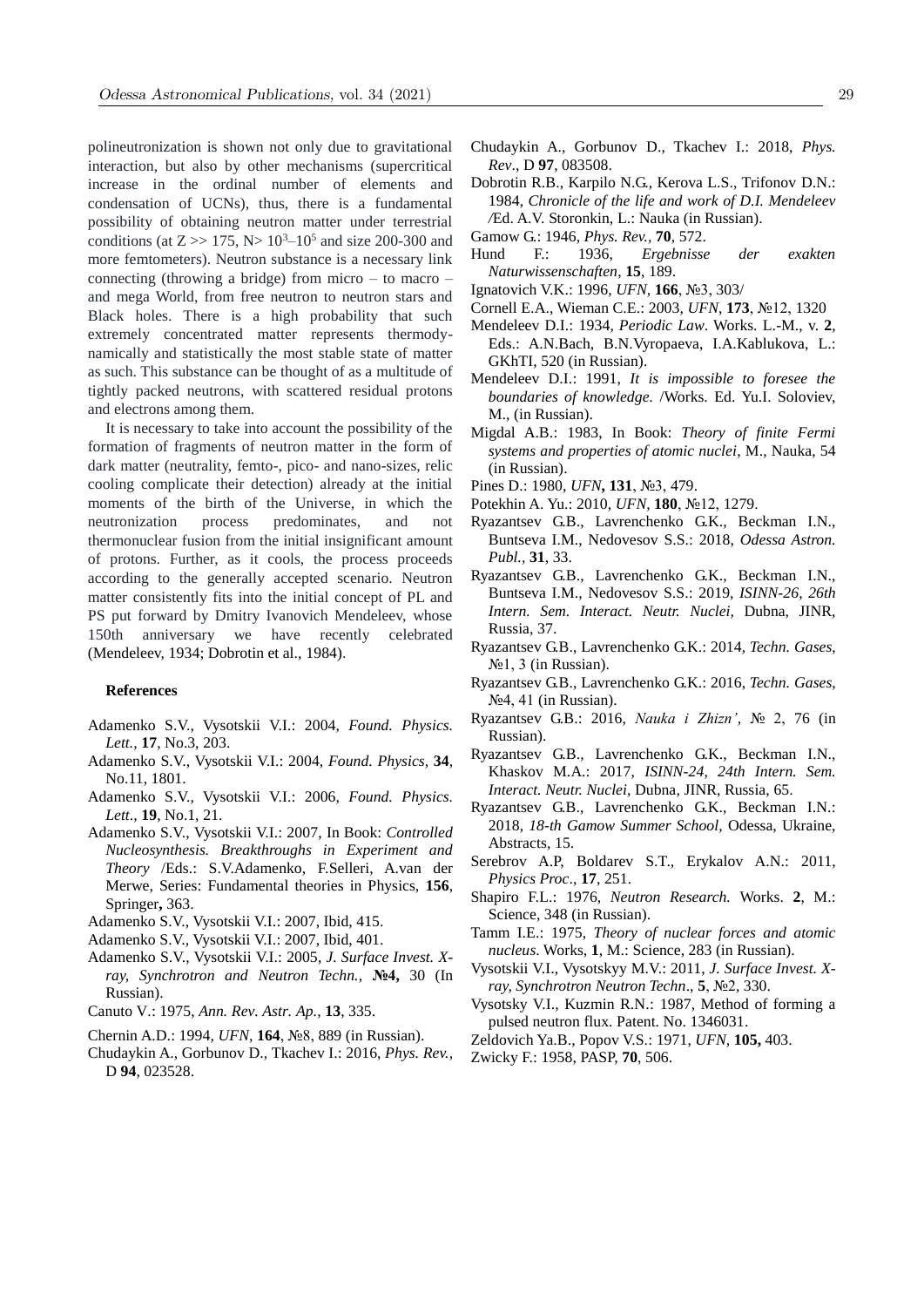polineutronization is shown not only due to gravitational interaction, but also by other mechanisms (supercritical increase in the ordinal number of elements and condensation of UCNs), thus, there is a fundamental possibility of obtaining neutron matter under terrestrial conditions (at Z >> 175, N> $10^3$–$10^5$ and size 200-300 and more femtometers). Neutron substance is a necessary link connecting (throwing a bridge) from micro – to macro – and mega World, from free neutron to neutron stars and Black holes. There is a high probability that such extremely concentrated matter represents thermodynamically and statistically the most stable state of matter as such. This substance can be thought of as a multitude of tightly packed neutrons, with scattered residual protons and electrons among them.

It is necessary to take into account the possibility of the formation of fragments of neutron matter in the form of dark matter (neutrality, femto-, pico- and nano-sizes, relic cooling complicate their detection) already at the initial moments of the birth of the Universe, in which the neutronization process predominates, and not thermonuclear fusion from the initial insignificant amount of protons. Further, as it cools, the process proceeds according to the generally accepted scenario. Neutron matter consistently fits into the initial concept of PL and PS put forward by Dmitry Ivanovich Mendeleev, whose 150th anniversary we have recently celebrated (Mendeleev, 1934; Dobrotin et al., 1984).

## References

Adamenko S.V., Vysotskii V.I.: 2004, *Found. Physics. Lett.*, **17**, No.3, 203.

Adamenko S.V., Vysotskii V.I.: 2004, *Found. Physics*, **34**, No.11, 1801.

Adamenko S.V., Vysotskii V.I.: 2006, *Found. Physics. Lett*., **19**, No.1, 21.

Adamenko S.V., Vysotskii V.I.: 2007, In Book: *Controlled Nucleosynthesis. Breakthroughs in Experiment and Theory* /Eds.: S.V.Adamenko, F.Selleri, A.van der Merwe, Series: Fundamental theories in Physics, **156**, Springer**,** 363.

Adamenko S.V., Vysotskii V.I.: 2007, Ibid, 415.

Adamenko S.V., Vysotskii V.I.: 2007, Ibid, 401.

Adamenko S.V., Vysotskii V.I.: 2005, *J. Surface Invest. X-ray, Synchrotron and Neutron Techn.,* **№4,** 30 (In Russian).

Canuto V.: 1975, *Ann. Rev. Astr. Ap.,* **13**, 335.

Chernin A.D.: 1994, *UFN*, **164**, №8, 889 (in Russian).

Chudaykin A., Gorbunov D., Tkachev I.: 2016, *Phys. Rev.*, D **94**, 023528.

Chudaykin A., Gorbunov D., Tkachev I.: 2018, *Phys. Rev*., D **97**, 083508.

Dobrotin R.B., Karpilo N.G., Kerova L.S., Trifonov D.N.: 1984, *Chronicle of the life and work of D.I. Mendeleev /*Ed. A.V. Storonkin, L.: Nauka (in Russian).

Gamow G.: 1946, *Phys. Rev.*, **70**, 572.

Hund F.: 1936, *Ergebnisse der exakten Naturwissenschaften*, **15**, 189.

Ignatovich V.K.: 1996, *UFN*, **166**, №3, 303/

Cornell E.A., Wieman C.E.: 2003, *UFN*, **173**, №12, 1320

Mendeleev D.I.: 1934, *Periodic Law*. Works. L.-M., v. **2**, Eds.: A.N.Bach, B.N.Vyropaeva, I.A.Kablukova, L.: GKhTI, 520 (in Russian).

Mendeleev D.I.: 1991, *It is impossible to foresee the boundaries of knowledge.* /Works. Ed. Yu.I. Soloviev, M., (in Russian).

Migdal A.B.: 1983, In Book: *Theory of finite Fermi systems and properties of atomic nuclei*, M., Nauka, 54 (in Russian).

Pines D.: 1980, *UFN***, 131**, №3, 479.

Potekhin A. Yu.: 2010, *UFN*, **180**, №12, 1279.

Ryazantsev G.B., Lavrenchenko G.K., Beckman I.N., Buntseva I.M., Nedovesov S.S.: 2018, *Odessa Astron. Publ.*, **31**, 33.

Ryazantsev G.B., Lavrenchenko G.K., Beckman I.N., Buntseva I.M., Nedovesov S.S.: 2019, *ISINN-26, 26th Intern. Sem. Interact. Neutr. Nuclei*, Dubna, JINR, Russia, 37.

Ryazantsev G.B., Lavrenchenko G.K.: 2014, *Techn. Gases*, №1, 3 (in Russian).

Ryazantsev G.B., Lavrenchenko G.K.: 2016, *Techn. Gases*, №4, 41 (in Russian).

Ryazantsev G.B.: 2016, *Nauka i Zhizn'*, № 2, 76 (in Russian).

Ryazantsev G.B., Lavrenchenko G.K., Beckman I.N., Khaskov M.A.: 2017, *ISINN-24, 24th Intern. Sem. Interact. Neutr. Nuclei*, Dubna, JINR, Russia, 65.

Ryazantsev G.B., Lavrenchenko G.K., Beckman I.N.: 2018, *18-th Gamow Summer School*, Odessa, Ukraine, Abstracts, 15.

Serebrov A.P, Boldarev S.T., Erykalov A.N.: 2011, *Physics Proc*., **17**, 251.

Shapiro F.L.: 1976, *Neutron Research.* Works. **2**, M.: Science, 348 (in Russian).

Tamm I.E.: 1975, *Theory of nuclear forces and atomic nucleus*. Works, **1**, M.: Science, 283 (in Russian).

Vysotskii V.I., Vysotskyy M.V.: 2011, *J. Surface Invest. X-ray, Synchrotron Neutron Techn*., **5**, №2, 330.

Vysotsky V.I., Kuzmin R.N.: 1987, Method of forming a pulsed neutron flux. Patent. No. 1346031.

Zeldovich Ya.B., Popov V.S.: 1971, *UFN,* **105,** 403.

Zwicky F.: 1958, PASP, **70**, 506.